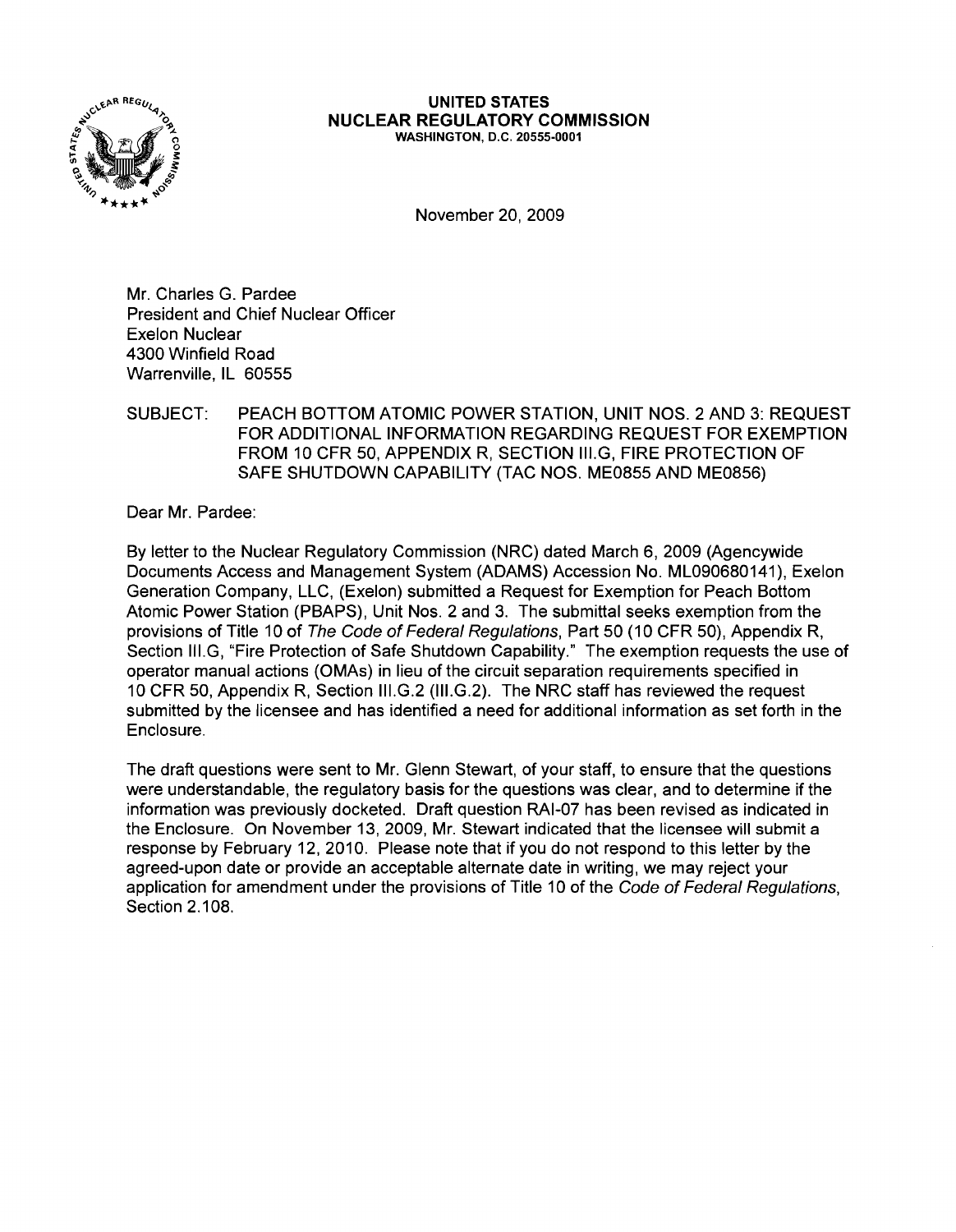**UNITED STATES**
**NUCLEAR REGULATORY COMMISSION**
WASHINGTON, D.C. 20555-0001

November 20, 2009

Mr. Charles G. Pardee
President and Chief Nuclear Officer
Exelon Nuclear
4300 Winfield Road
Warrenville, IL 60555

SUBJECT: PEACH BOTTOM ATOMIC POWER STATION, UNIT NOS. 2 AND 3: REQUEST FOR ADDITIONAL INFORMATION REGARDING REQUEST FOR EXEMPTION FROM 10 CFR 50, APPENDIX R, SECTION III.G, FIRE PROTECTION OF SAFE SHUTDOWN CAPABILITY (TAC NOS. ME0855 AND ME0856)

Dear Mr. Pardee:

By letter to the Nuclear Regulatory Commission (NRC) dated March 6, 2009 (Agencywide Documents Access and Management System (ADAMS) Accession No. ML090680141), Exelon Generation Company, LLC, (Exelon) submitted a Request for Exemption for Peach Bottom Atomic Power Station (PBAPS), Unit Nos. 2 and 3. The submittal seeks exemption from the provisions of Title 10 of *The Code of Federal Regulations*, Part 50 (10 CFR 50), Appendix R, Section III.G, "Fire Protection of Safe Shutdown Capability." The exemption requests the use of operator manual actions (OMAs) in lieu of the circuit separation requirements specified in 10 CFR 50, Appendix R, Section III.G.2 (III.G.2). The NRC staff has reviewed the request submitted by the licensee and has identified a need for additional information as set forth in the Enclosure.

The draft questions were sent to Mr. Glenn Stewart, of your staff, to ensure that the questions were understandable, the regulatory basis for the questions was clear, and to determine if the information was previously docketed. Draft question RAI-07 has been revised as indicated in the Enclosure. On November 13, 2009, Mr. Stewart indicated that the licensee will submit a response by February 12, 2010. Please note that if you do not respond to this letter by the agreed-upon date or provide an acceptable alternate date in writing, we may reject your application for amendment under the provisions of Title 10 of the *Code of Federal Regulations*, Section 2.108.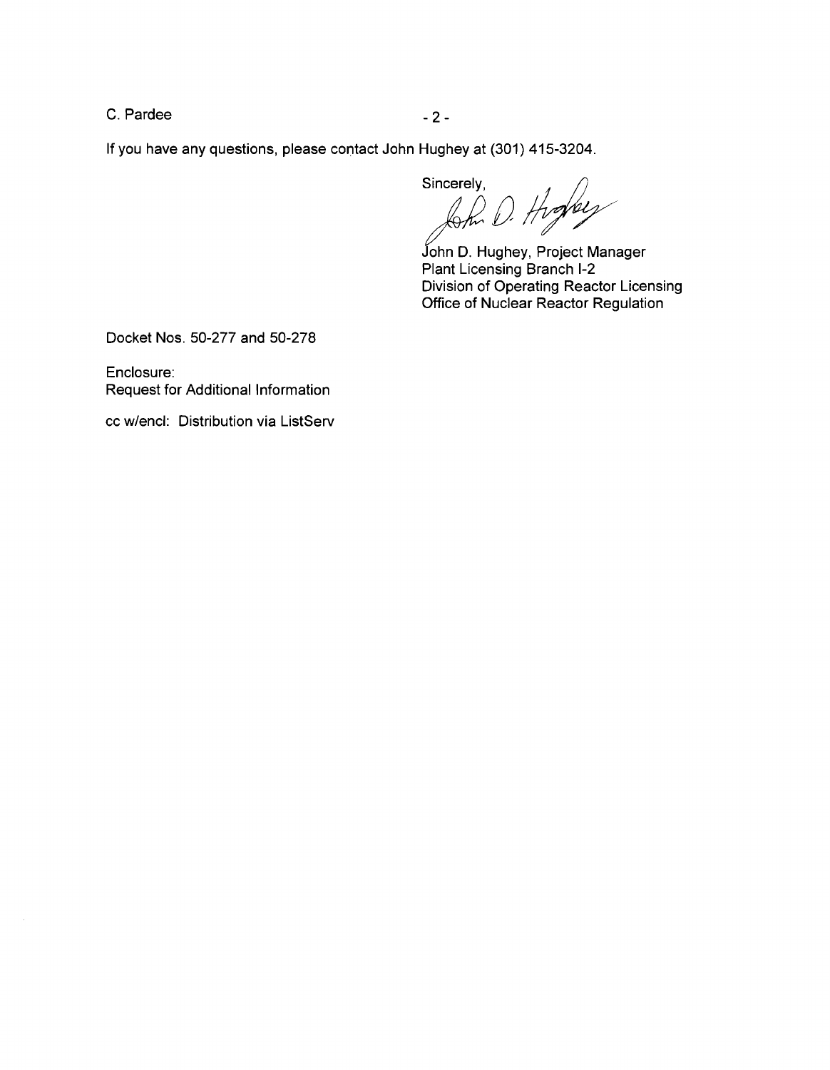If you have any questions, please contact John Hughey at (301) 415-3204.

Sincerely,

John D. Hughey, Project Manager
Plant Licensing Branch I-2
Division of Operating Reactor Licensing
Office of Nuclear Reactor Regulation

Docket Nos. 50-277 and 50-278

Enclosure:
Request for Additional Information

cc w/encl: Distribution via ListServ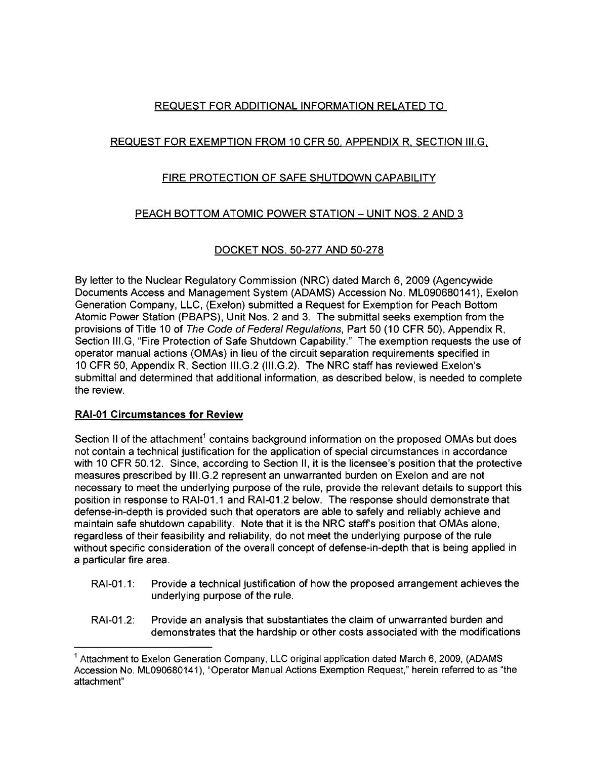REQUEST FOR ADDITIONAL INFORMATION RELATED TO

REQUEST FOR EXEMPTION FROM 10 CFR 50, APPENDIX R, SECTION III.G,

FIRE PROTECTION OF SAFE SHUTDOWN CAPABILITY

PEACH BOTTOM ATOMIC POWER STATION – UNIT NOS. 2 AND 3

DOCKET NOS. 50-277 AND 50-278

By letter to the Nuclear Regulatory Commission (NRC) dated March 6, 2009 (Agencywide Documents Access and Management System (ADAMS) Accession No. ML090680141), Exelon Generation Company, LLC, (Exelon) submitted a Request for Exemption for Peach Bottom Atomic Power Station (PBAPS), Unit Nos. 2 and 3. The submittal seeks exemption from the provisions of Title 10 of *The Code of Federal Regulations*, Part 50 (10 CFR 50), Appendix R, Section III.G, "Fire Protection of Safe Shutdown Capability." The exemption requests the use of operator manual actions (OMAs) in lieu of the circuit separation requirements specified in 10 CFR 50, Appendix R, Section III.G.2 (III.G.2). The NRC staff has reviewed Exelon's submittal and determined that additional information, as described below, is needed to complete the review.

**RAI-01 Circumstances for Review**

Section II of the attachment[1] contains background information on the proposed OMAs but does not contain a technical justification for the application of special circumstances in accordance with 10 CFR 50.12. Since, according to Section II, it is the licensee's position that the protective measures prescribed by III.G.2 represent an unwarranted burden on Exelon and are not necessary to meet the underlying purpose of the rule, provide the relevant details to support this position in response to RAI-01.1 and RAI-01.2 below. The response should demonstrate that defense-in-depth is provided such that operators are able to safely and reliably achieve and maintain safe shutdown capability. Note that it is the NRC staff's position that OMAs alone, regardless of their feasibility and reliability, do not meet the underlying purpose of the rule without specific consideration of the overall concept of defense-in-depth that is being applied in a particular fire area.

- RAI-01.1: Provide a technical justification of how the proposed arrangement achieves the underlying purpose of the rule.
- RAI-01.2: Provide an analysis that substantiates the claim of unwarranted burden and demonstrates that the hardship or other costs associated with the modifications

[1] Attachment to Exelon Generation Company, LLC original application dated March 6, 2009, (ADAMS Accession No. ML090680141), "Operator Manual Actions Exemption Request," herein referred to as "the attachment"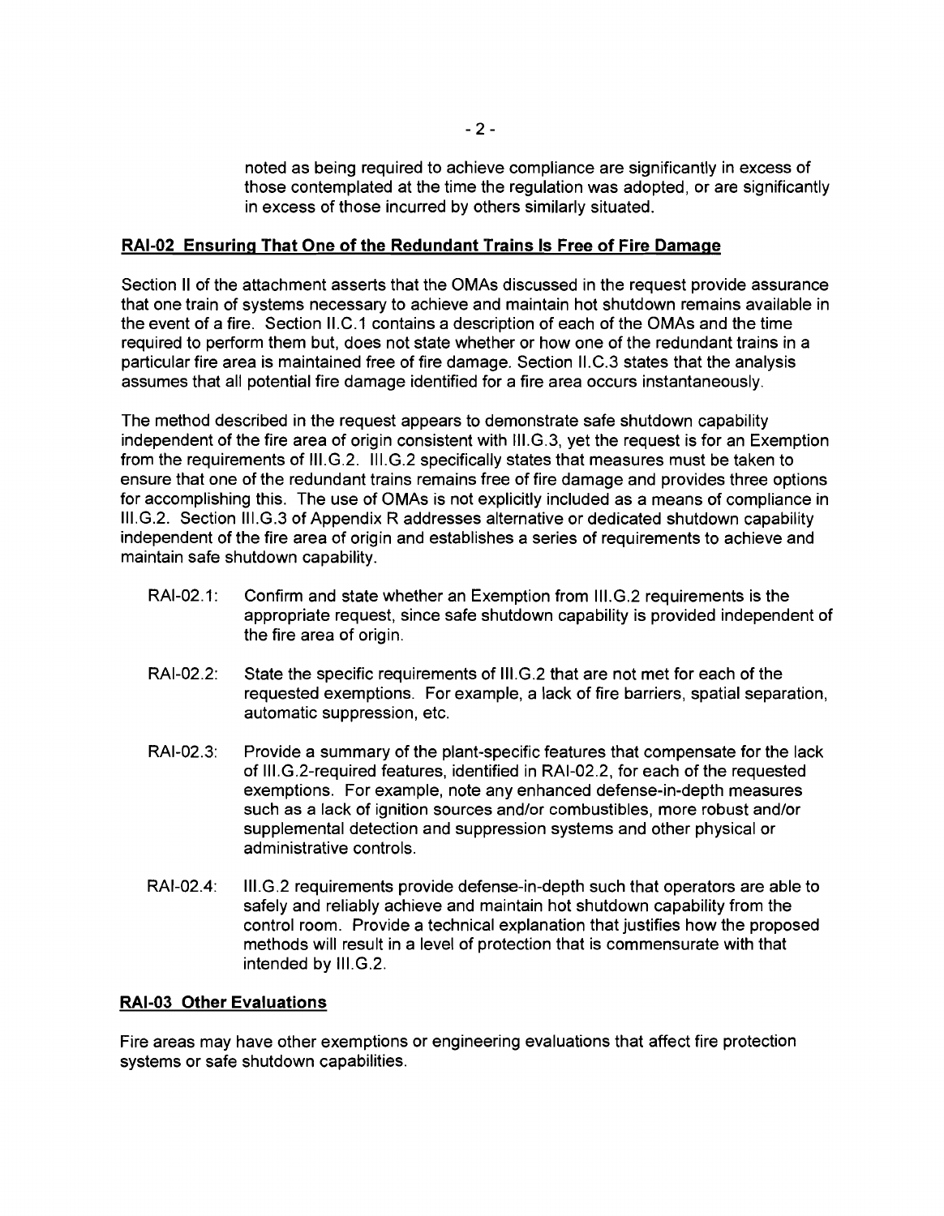noted as being required to achieve compliance are significantly in excess of those contemplated at the time the regulation was adopted, or are significantly in excess of those incurred by others similarly situated.

**RAI-02 Ensuring That One of the Redundant Trains Is Free of Fire Damage**

Section II of the attachment asserts that the OMAs discussed in the request provide assurance that one train of systems necessary to achieve and maintain hot shutdown remains available in the event of a fire. Section II.C.1 contains a description of each of the OMAs and the time required to perform them but, does not state whether or how one of the redundant trains in a particular fire area is maintained free of fire damage. Section II.C.3 states that the analysis assumes that all potential fire damage identified for a fire area occurs instantaneously.

The method described in the request appears to demonstrate safe shutdown capability independent of the fire area of origin consistent with III.G.3, yet the request is for an Exemption from the requirements of III.G.2. III.G.2 specifically states that measures must be taken to ensure that one of the redundant trains remains free of fire damage and provides three options for accomplishing this. The use of OMAs is not explicitly included as a means of compliance in III.G.2. Section III.G.3 of Appendix R addresses alternative or dedicated shutdown capability independent of the fire area of origin and establishes a series of requirements to achieve and maintain safe shutdown capability.

- RAI-02.1: Confirm and state whether an Exemption from III.G.2 requirements is the appropriate request, since safe shutdown capability is provided independent of the fire area of origin.

- RAI-02.2: State the specific requirements of III.G.2 that are not met for each of the requested exemptions. For example, a lack of fire barriers, spatial separation, automatic suppression, etc.

- RAI-02.3: Provide a summary of the plant-specific features that compensate for the lack of III.G.2-required features, identified in RAI-02.2, for each of the requested exemptions. For example, note any enhanced defense-in-depth measures such as a lack of ignition sources and/or combustibles, more robust and/or supplemental detection and suppression systems and other physical or administrative controls.

- RAI-02.4: III.G.2 requirements provide defense-in-depth such that operators are able to safely and reliably achieve and maintain hot shutdown capability from the control room. Provide a technical explanation that justifies how the proposed methods will result in a level of protection that is commensurate with that intended by III.G.2.

**RAI-03 Other Evaluations**

Fire areas may have other exemptions or engineering evaluations that affect fire protection systems or safe shutdown capabilities.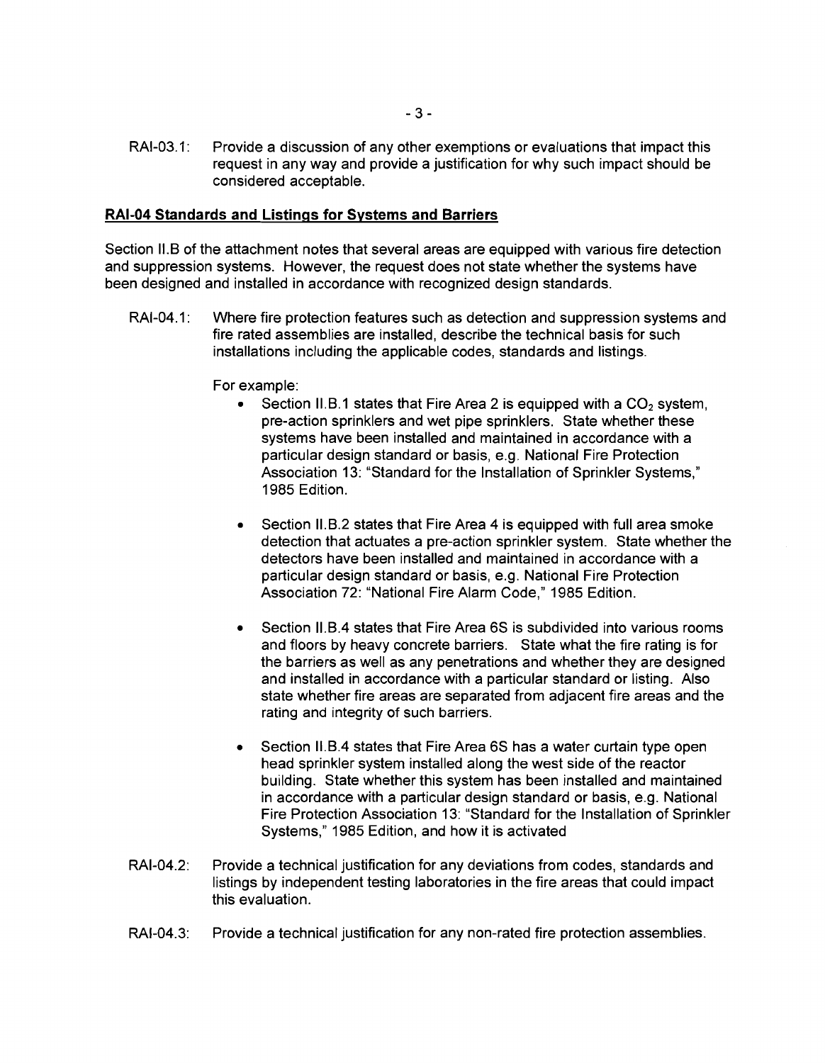RAI-03.1: Provide a discussion of any other exemptions or evaluations that impact this request in any way and provide a justification for why such impact should be considered acceptable.

## RAI-04 Standards and Listings for Systems and Barriers

Section II.B of the attachment notes that several areas are equipped with various fire detection and suppression systems. However, the request does not state whether the systems have been designed and installed in accordance with recognized design standards.

RAI-04.1: Where fire protection features such as detection and suppression systems and fire rated assemblies are installed, describe the technical basis for such installations including the applicable codes, standards and listings.

For example:

- Section II.B.1 states that Fire Area 2 is equipped with a $CO_2$ system, pre-action sprinklers and wet pipe sprinklers. State whether these systems have been installed and maintained in accordance with a particular design standard or basis, e.g. National Fire Protection Association 13: "Standard for the Installation of Sprinkler Systems," 1985 Edition.

- Section II.B.2 states that Fire Area 4 is equipped with full area smoke detection that actuates a pre-action sprinkler system. State whether the detectors have been installed and maintained in accordance with a particular design standard or basis, e.g. National Fire Protection Association 72: "National Fire Alarm Code," 1985 Edition.

- Section II.B.4 states that Fire Area 6S is subdivided into various rooms and floors by heavy concrete barriers. State what the fire rating is for the barriers as well as any penetrations and whether they are designed and installed in accordance with a particular standard or listing. Also state whether fire areas are separated from adjacent fire areas and the rating and integrity of such barriers.

- Section II.B.4 states that Fire Area 6S has a water curtain type open head sprinkler system installed along the west side of the reactor building. State whether this system has been installed and maintained in accordance with a particular design standard or basis, e.g. National Fire Protection Association 13: "Standard for the Installation of Sprinkler Systems," 1985 Edition, and how it is activated

RAI-04.2: Provide a technical justification for any deviations from codes, standards and listings by independent testing laboratories in the fire areas that could impact this evaluation.

RAI-04.3: Provide a technical justification for any non-rated fire protection assemblies.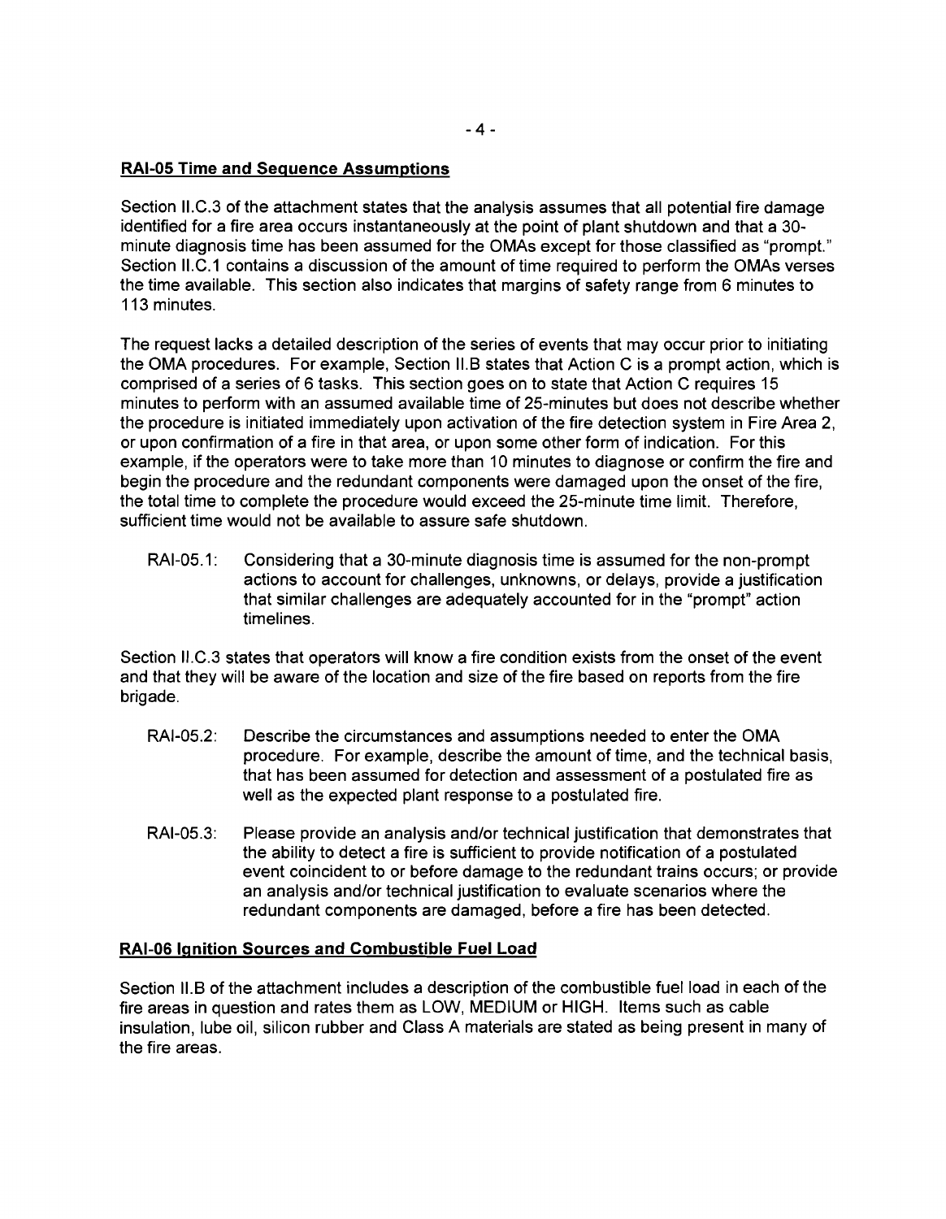**RAI-05 Time and Sequence Assumptions**

Section II.C.3 of the attachment states that the analysis assumes that all potential fire damage identified for a fire area occurs instantaneously at the point of plant shutdown and that a 30-minute diagnosis time has been assumed for the OMAs except for those classified as "prompt." Section II.C.1 contains a discussion of the amount of time required to perform the OMAs verses the time available. This section also indicates that margins of safety range from 6 minutes to 113 minutes.

The request lacks a detailed description of the series of events that may occur prior to initiating the OMA procedures. For example, Section II.B states that Action C is a prompt action, which is comprised of a series of 6 tasks. This section goes on to state that Action C requires 15 minutes to perform with an assumed available time of 25-minutes but does not describe whether the procedure is initiated immediately upon activation of the fire detection system in Fire Area 2, or upon confirmation of a fire in that area, or upon some other form of indication. For this example, if the operators were to take more than 10 minutes to diagnose or confirm the fire and begin the procedure and the redundant components were damaged upon the onset of the fire, the total time to complete the procedure would exceed the 25-minute time limit. Therefore, sufficient time would not be available to assure safe shutdown.

RAI-05.1: Considering that a 30-minute diagnosis time is assumed for the non-prompt actions to account for challenges, unknowns, or delays, provide a justification that similar challenges are adequately accounted for in the "prompt" action timelines.

Section II.C.3 states that operators will know a fire condition exists from the onset of the event and that they will be aware of the location and size of the fire based on reports from the fire brigade.

RAI-05.2: Describe the circumstances and assumptions needed to enter the OMA procedure. For example, describe the amount of time, and the technical basis, that has been assumed for detection and assessment of a postulated fire as well as the expected plant response to a postulated fire.

RAI-05.3: Please provide an analysis and/or technical justification that demonstrates that the ability to detect a fire is sufficient to provide notification of a postulated event coincident to or before damage to the redundant trains occurs; or provide an analysis and/or technical justification to evaluate scenarios where the redundant components are damaged, before a fire has been detected.

**RAI-06 Ignition Sources and Combustible Fuel Load**

Section II.B of the attachment includes a description of the combustible fuel load in each of the fire areas in question and rates them as LOW, MEDIUM or HIGH. Items such as cable insulation, lube oil, silicon rubber and Class A materials are stated as being present in many of the fire areas.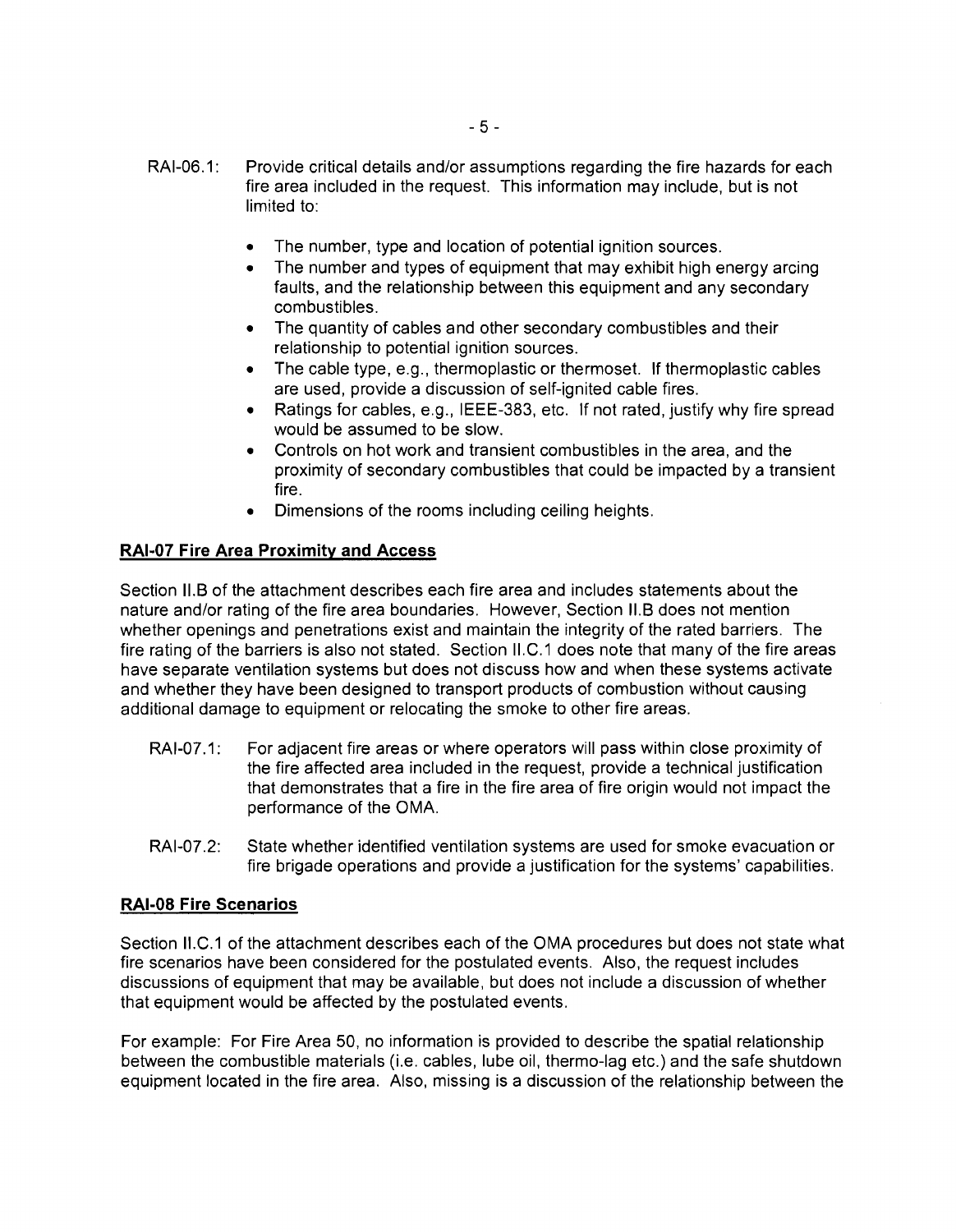RAI-06.1: Provide critical details and/or assumptions regarding the fire hazards for each fire area included in the request. This information may include, but is not limited to:

- The number, type and location of potential ignition sources.
- The number and types of equipment that may exhibit high energy arcing faults, and the relationship between this equipment and any secondary combustibles.
- The quantity of cables and other secondary combustibles and their relationship to potential ignition sources.
- The cable type, e.g., thermoplastic or thermoset. If thermoplastic cables are used, provide a discussion of self-ignited cable fires.
- Ratings for cables, e.g., IEEE-383, etc. If not rated, justify why fire spread would be assumed to be slow.
- Controls on hot work and transient combustibles in the area, and the proximity of secondary combustibles that could be impacted by a transient fire.
- Dimensions of the rooms including ceiling heights.

**RAI-07 Fire Area Proximity and Access**

Section II.B of the attachment describes each fire area and includes statements about the nature and/or rating of the fire area boundaries. However, Section II.B does not mention whether openings and penetrations exist and maintain the integrity of the rated barriers. The fire rating of the barriers is also not stated. Section II.C.1 does note that many of the fire areas have separate ventilation systems but does not discuss how and when these systems activate and whether they have been designed to transport products of combustion without causing additional damage to equipment or relocating the smoke to other fire areas.

RAI-07.1: For adjacent fire areas or where operators will pass within close proximity of the fire affected area included in the request, provide a technical justification that demonstrates that a fire in the fire area of fire origin would not impact the performance of the OMA.

RAI-07.2: State whether identified ventilation systems are used for smoke evacuation or fire brigade operations and provide a justification for the systems' capabilities.

**RAI-08 Fire Scenarios**

Section II.C.1 of the attachment describes each of the OMA procedures but does not state what fire scenarios have been considered for the postulated events. Also, the request includes discussions of equipment that may be available, but does not include a discussion of whether that equipment would be affected by the postulated events.

For example: For Fire Area 50, no information is provided to describe the spatial relationship between the combustible materials (i.e. cables, lube oil, thermo-lag etc.) and the safe shutdown equipment located in the fire area. Also, missing is a discussion of the relationship between the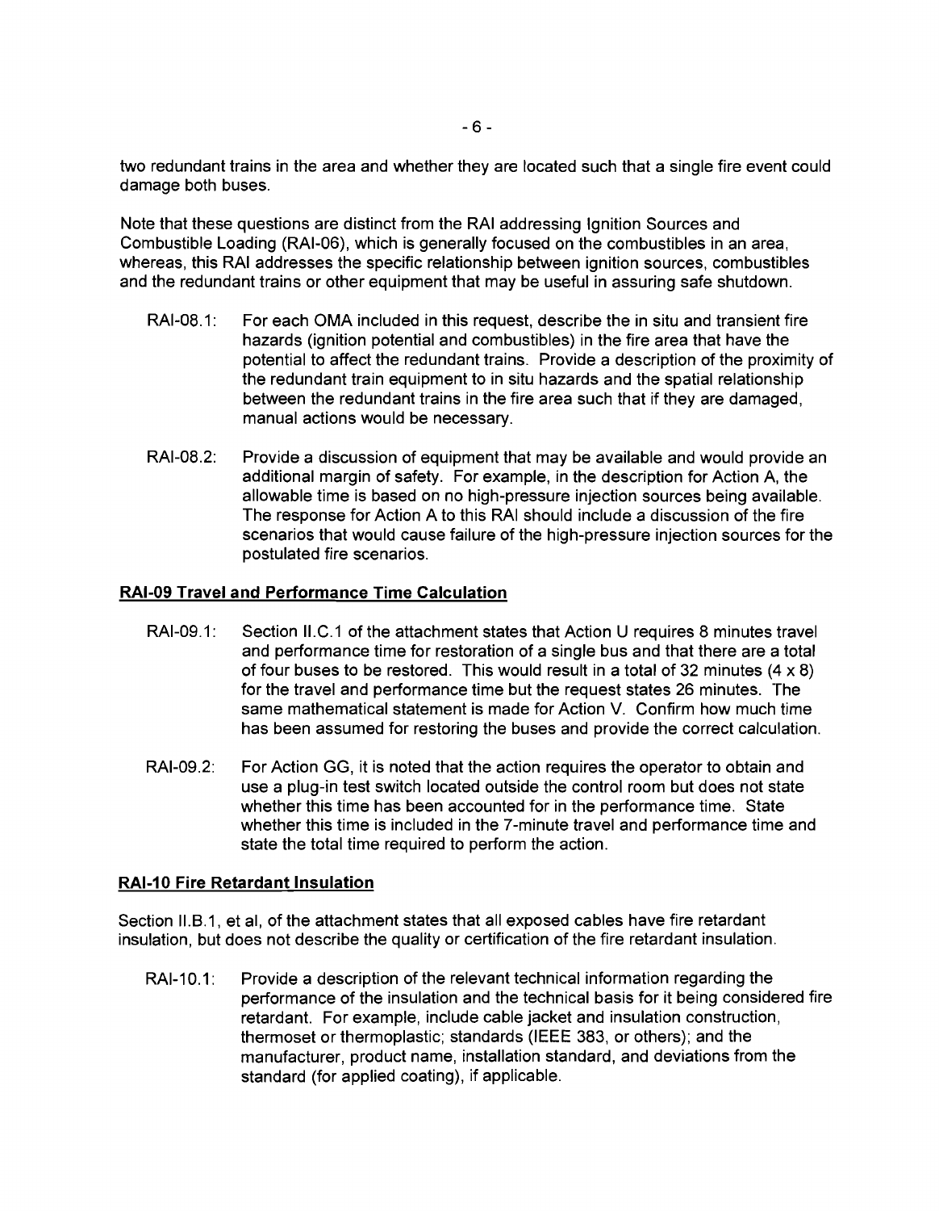two redundant trains in the area and whether they are located such that a single fire event could damage both buses.

Note that these questions are distinct from the RAI addressing Ignition Sources and Combustible Loading (RAI-06), which is generally focused on the combustibles in an area, whereas, this RAI addresses the specific relationship between ignition sources, combustibles and the redundant trains or other equipment that may be useful in assuring safe shutdown.

RAI-08.1: For each OMA included in this request, describe the in situ and transient fire hazards (ignition potential and combustibles) in the fire area that have the potential to affect the redundant trains. Provide a description of the proximity of the redundant train equipment to in situ hazards and the spatial relationship between the redundant trains in the fire area such that if they are damaged, manual actions would be necessary.

RAI-08.2: Provide a discussion of equipment that may be available and would provide an additional margin of safety. For example, in the description for Action A, the allowable time is based on no high-pressure injection sources being available. The response for Action A to this RAI should include a discussion of the fire scenarios that would cause failure of the high-pressure injection sources for the postulated fire scenarios.

**RAI-09 Travel and Performance Time Calculation**

RAI-09.1: Section II.C.1 of the attachment states that Action U requires 8 minutes travel and performance time for restoration of a single bus and that there are a total of four buses to be restored. This would result in a total of 32 minutes (4 x 8) for the travel and performance time but the request states 26 minutes. The same mathematical statement is made for Action V. Confirm how much time has been assumed for restoring the buses and provide the correct calculation.

RAI-09.2: For Action GG, it is noted that the action requires the operator to obtain and use a plug-in test switch located outside the control room but does not state whether this time has been accounted for in the performance time. State whether this time is included in the 7-minute travel and performance time and state the total time required to perform the action.

**RAI-10 Fire Retardant Insulation**

Section II.B.1, et al, of the attachment states that all exposed cables have fire retardant insulation, but does not describe the quality or certification of the fire retardant insulation.

RAI-10.1: Provide a description of the relevant technical information regarding the performance of the insulation and the technical basis for it being considered fire retardant. For example, include cable jacket and insulation construction, thermoset or thermoplastic; standards (IEEE 383, or others); and the manufacturer, product name, installation standard, and deviations from the standard (for applied coating), if applicable.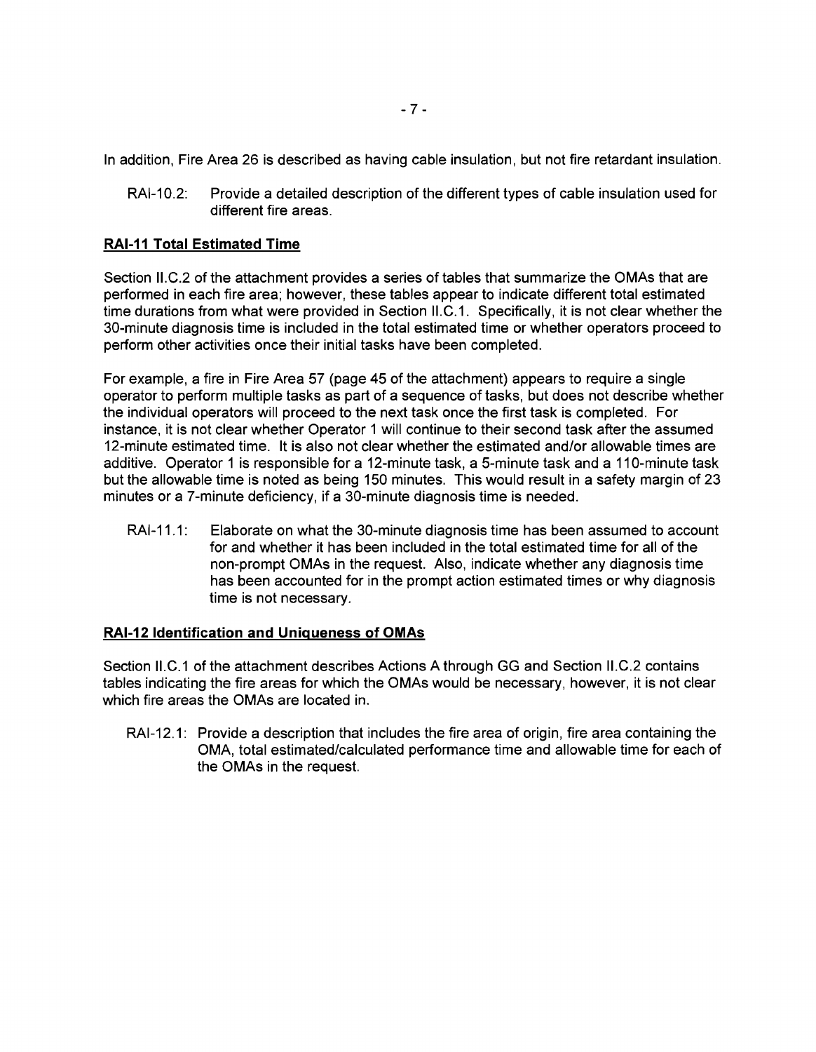In addition, Fire Area 26 is described as having cable insulation, but not fire retardant insulation.

RAI-10.2: Provide a detailed description of the different types of cable insulation used for different fire areas.

**RAI-11 Total Estimated Time**

Section II.C.2 of the attachment provides a series of tables that summarize the OMAs that are performed in each fire area; however, these tables appear to indicate different total estimated time durations from what were provided in Section II.C.1. Specifically, it is not clear whether the 30-minute diagnosis time is included in the total estimated time or whether operators proceed to perform other activities once their initial tasks have been completed.

For example, a fire in Fire Area 57 (page 45 of the attachment) appears to require a single operator to perform multiple tasks as part of a sequence of tasks, but does not describe whether the individual operators will proceed to the next task once the first task is completed. For instance, it is not clear whether Operator 1 will continue to their second task after the assumed 12-minute estimated time. It is also not clear whether the estimated and/or allowable times are additive. Operator 1 is responsible for a 12-minute task, a 5-minute task and a 110-minute task but the allowable time is noted as being 150 minutes. This would result in a safety margin of 23 minutes or a 7-minute deficiency, if a 30-minute diagnosis time is needed.

RAI-11.1: Elaborate on what the 30-minute diagnosis time has been assumed to account for and whether it has been included in the total estimated time for all of the non-prompt OMAs in the request. Also, indicate whether any diagnosis time has been accounted for in the prompt action estimated times or why diagnosis time is not necessary.

**RAI-12 Identification and Uniqueness of OMAs**

Section II.C.1 of the attachment describes Actions A through GG and Section II.C.2 contains tables indicating the fire areas for which the OMAs would be necessary, however, it is not clear which fire areas the OMAs are located in.

RAI-12.1: Provide a description that includes the fire area of origin, fire area containing the OMA, total estimated/calculated performance time and allowable time for each of the OMAs in the request.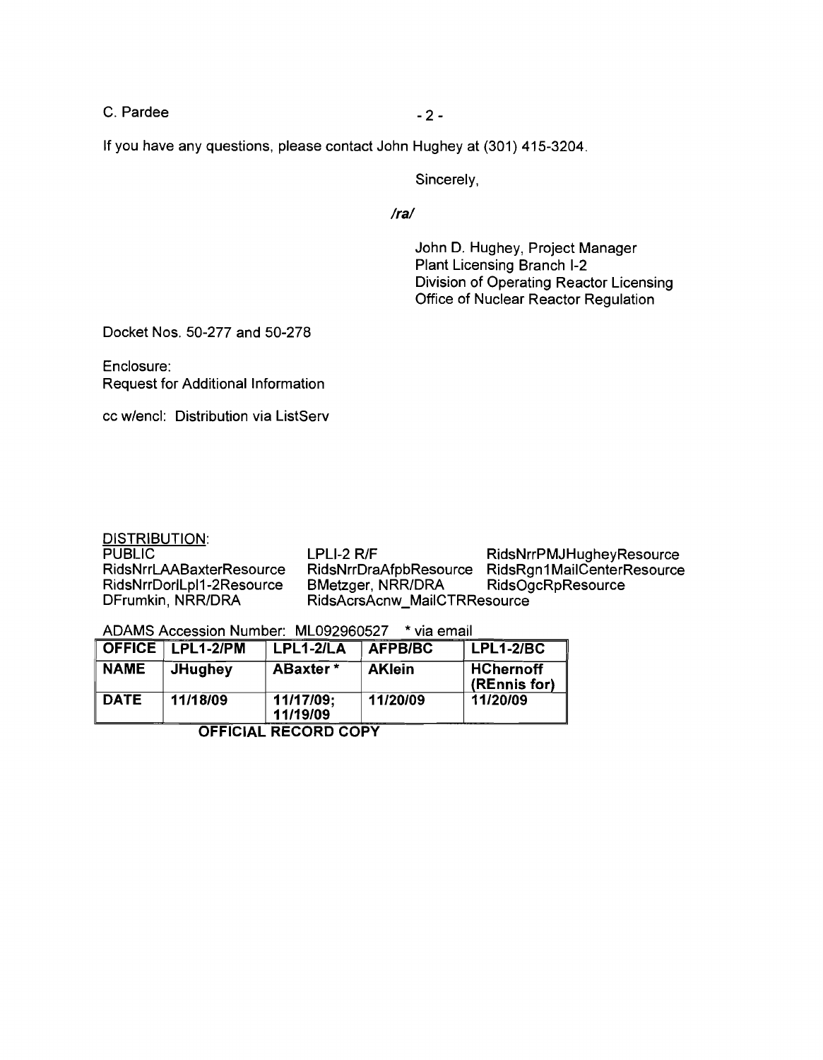C. Pardee

If you have any questions, please contact John Hughey at (301) 415-3204.

Sincerely,

*/ra/*

John D. Hughey, Project Manager
Plant Licensing Branch I-2
Division of Operating Reactor Licensing
Office of Nuclear Reactor Regulation

Docket Nos. 50-277 and 50-278

Enclosure:
Request for Additional Information

cc w/encl: Distribution via ListServ

DISTRIBUTION:

| | | |
|---|---|---|
| PUBLIC | LPLI-2 R/F | RidsNrrPMJHugheyResource |
| RidsNrrLAABaxterResource | RidsNrrDraAfpbResource | RidsRgn1MailCenterResource |
| RidsNrrDorlLpl1-2Resource | BMetzger, NRR/DRA | RidsOgcRpResource |
| DFrumkin, NRR/DRA | RidsAcrsAcnw_MailCTRResource | |

ADAMS Accession Number: ML092960527 * via email

| OFFICE | LPL1-2/PM | LPL1-2/LA | AFPB/BC | LPL1-2/BC |
|---|---|---|---|---|
| NAME | JHughey | ABaxter * | AKlein | HChernoff (REnnis for) |
| DATE | 11/18/09 | 11/17/09; 11/19/09 | 11/20/09 | 11/20/09 |

**OFFICIAL RECORD COPY**